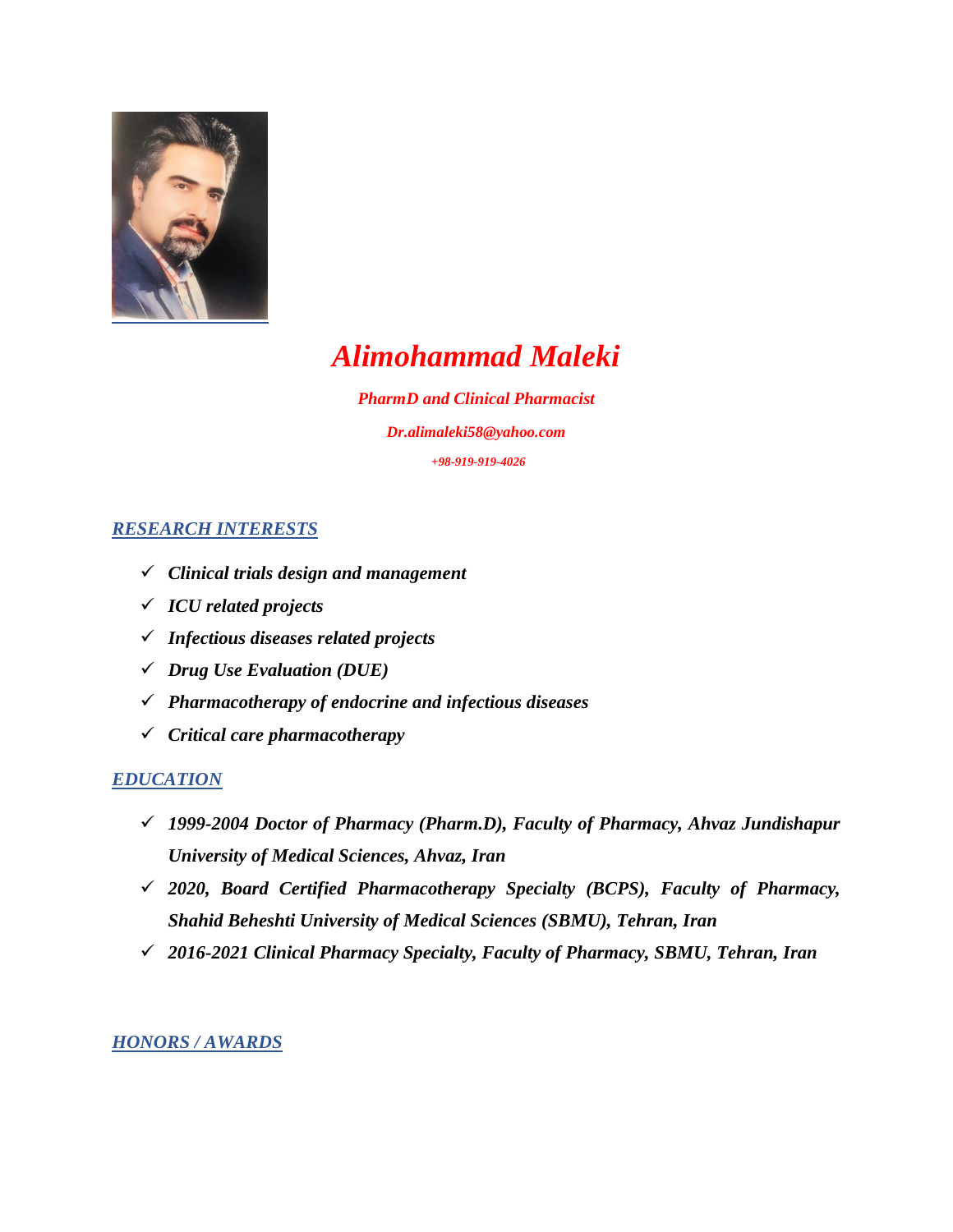# *Alimohammad Maleki*

***PharmD and Clinical Pharmacist***

***Dr.alimaleki58@yahoo.com***

***+98-919-919-4026***

## *RESEARCH INTERESTS*

- ✓ ***Clinical trials design and management***
- ✓ ***ICU related projects***
- ✓ ***Infectious diseases related projects***
- ✓ ***Drug Use Evaluation (DUE)***
- ✓ ***Pharmacotherapy of endocrine and infectious diseases***
- ✓ ***Critical care pharmacotherapy***

## *EDUCATION*

- ✓ ***1999-2004 Doctor of Pharmacy (Pharm.D), Faculty of Pharmacy, Ahvaz Jundishapur University of Medical Sciences, Ahvaz, Iran***
- ✓ ***2020, Board Certified Pharmacotherapy Specialty (BCPS), Faculty of Pharmacy, Shahid Beheshti University of Medical Sciences (SBMU), Tehran, Iran***
- ✓ ***2016-2021 Clinical Pharmacy Specialty, Faculty of Pharmacy, SBMU, Tehran, Iran***

## *HONORS / AWARDS*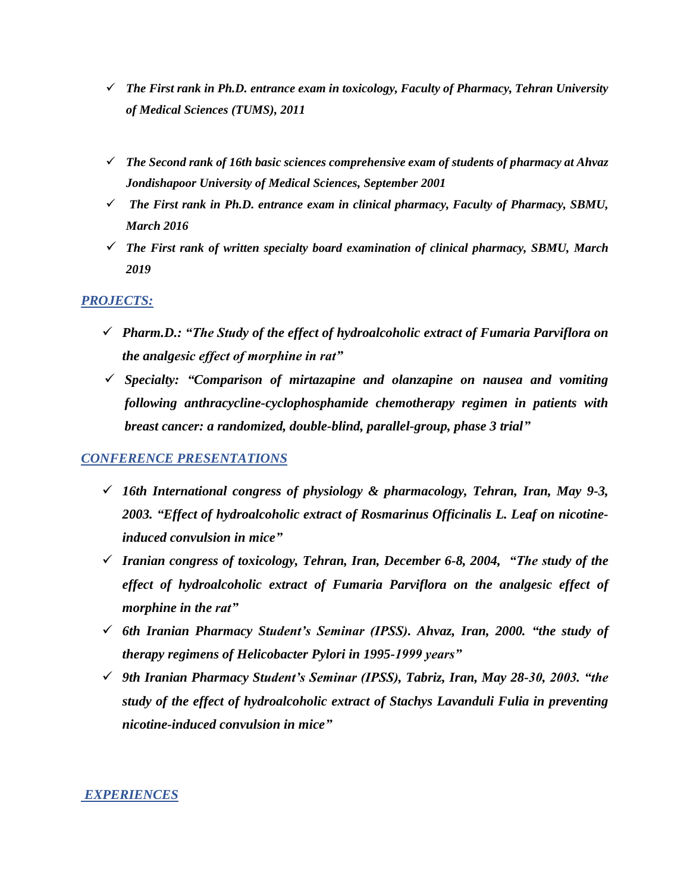- ✓ ***The First rank in Ph.D. entrance exam in toxicology, Faculty of Pharmacy, Tehran University of Medical Sciences (TUMS), 2011***

- ✓ ***The Second rank of 16th basic sciences comprehensive exam of students of pharmacy at Ahvaz Jondishapoor University of Medical Sciences, September 2001***
- ✓ ***The First rank in Ph.D. entrance exam in clinical pharmacy, Faculty of Pharmacy, SBMU, March 2016***
- ✓ ***The First rank of written specialty board examination of clinical pharmacy, SBMU, March 2019***

## ***PROJECTS:***

- ✓ ***Pharm.D.: "The Study of the effect of hydroalcoholic extract of Fumaria Parviflora on the analgesic effect of morphine in rat"***
- ✓ ***Specialty: "Comparison of mirtazapine and olanzapine on nausea and vomiting following anthracycline-cyclophosphamide chemotherapy regimen in patients with breast cancer: a randomized, double-blind, parallel-group, phase 3 trial"***

## ***CONFERENCE PRESENTATIONS***

- ✓ ***16th International congress of physiology & pharmacology, Tehran, Iran, May 9-3, 2003. "Effect of hydroalcoholic extract of Rosmarinus Officinalis L. Leaf on nicotine-induced convulsion in mice"***
- ✓ ***Iranian congress of toxicology, Tehran, Iran, December 6-8, 2004, "The study of the effect of hydroalcoholic extract of Fumaria Parviflora on the analgesic effect of morphine in the rat"***
- ✓ ***6th Iranian Pharmacy Student's Seminar (IPSS). Ahvaz, Iran, 2000. "the study of therapy regimens of Helicobacter Pylori in 1995-1999 years"***
- ✓ ***9th Iranian Pharmacy Student's Seminar (IPSS), Tabriz, Iran, May 28-30, 2003. "the study of the effect of hydroalcoholic extract of Stachys Lavanduli Fulia in preventing nicotine-induced convulsion in mice"***

## ***EXPERIENCES***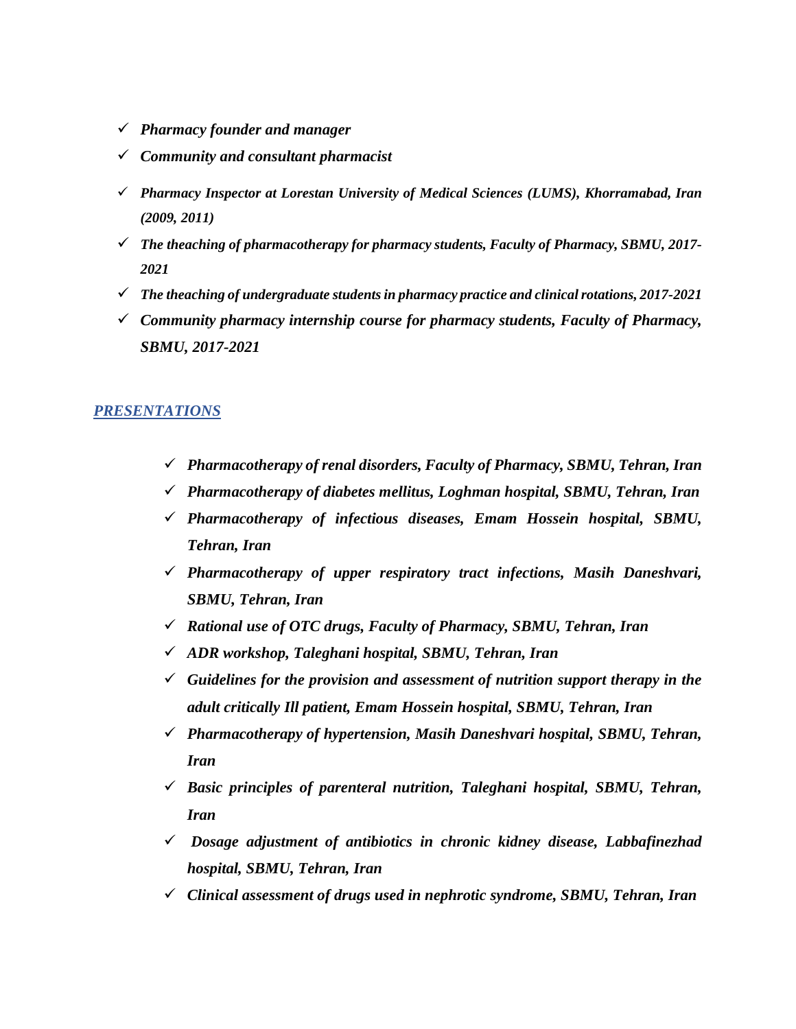- ***Pharmacy founder and manager***
- ***Community and consultant pharmacist***
- ***Pharmacy Inspector at Lorestan University of Medical Sciences (LUMS), Khorramabad, Iran (2009, 2011)***
- ***The theaching of pharmacotherapy for pharmacy students, Faculty of Pharmacy, SBMU, 2017-2021***
- ***The theaching of undergraduate students in pharmacy practice and clinical rotations, 2017-2021***
- ***Community pharmacy internship course for pharmacy students, Faculty of Pharmacy, SBMU, 2017-2021***

## ***PRESENTATIONS***

- ***Pharmacotherapy of renal disorders, Faculty of Pharmacy, SBMU, Tehran, Iran***
- ***Pharmacotherapy of diabetes mellitus, Loghman hospital, SBMU, Tehran, Iran***
- ***Pharmacotherapy of infectious diseases, Emam Hossein hospital, SBMU, Tehran, Iran***
- ***Pharmacotherapy of upper respiratory tract infections, Masih Daneshvari, SBMU, Tehran, Iran***
- ***Rational use of OTC drugs, Faculty of Pharmacy, SBMU, Tehran, Iran***
- ***ADR workshop, Taleghani hospital, SBMU, Tehran, Iran***
- ***Guidelines for the provision and assessment of nutrition support therapy in the adult critically Ill patient, Emam Hossein hospital, SBMU, Tehran, Iran***
- ***Pharmacotherapy of hypertension, Masih Daneshvari hospital, SBMU, Tehran, Iran***
- ***Basic principles of parenteral nutrition, Taleghani hospital, SBMU, Tehran, Iran***
- ***Dosage adjustment of antibiotics in chronic kidney disease, Labbafinezhad hospital, SBMU, Tehran, Iran***
- ***Clinical assessment of drugs used in nephrotic syndrome, SBMU, Tehran, Iran***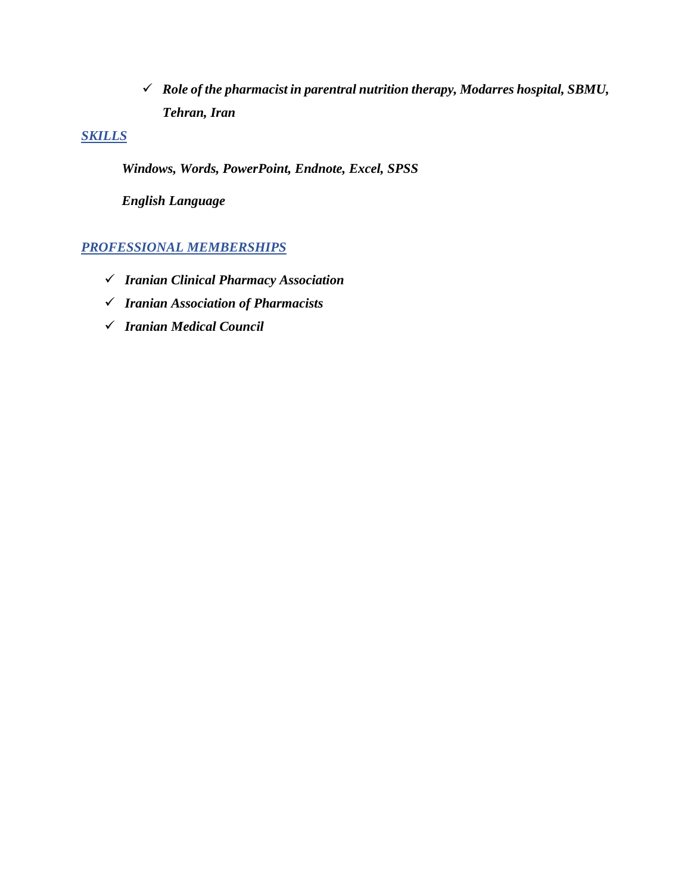- ***Role of the pharmacist in parentral nutrition therapy, Modarres hospital, SBMU, Tehran, Iran***

## ***SKILLS***

***Windows, Words, PowerPoint, Endnote, Excel, SPSS***

***English Language***

## ***PROFESSIONAL MEMBERSHIPS***

- ***Iranian Clinical Pharmacy Association***
- ***Iranian Association of Pharmacists***
- ***Iranian Medical Council***